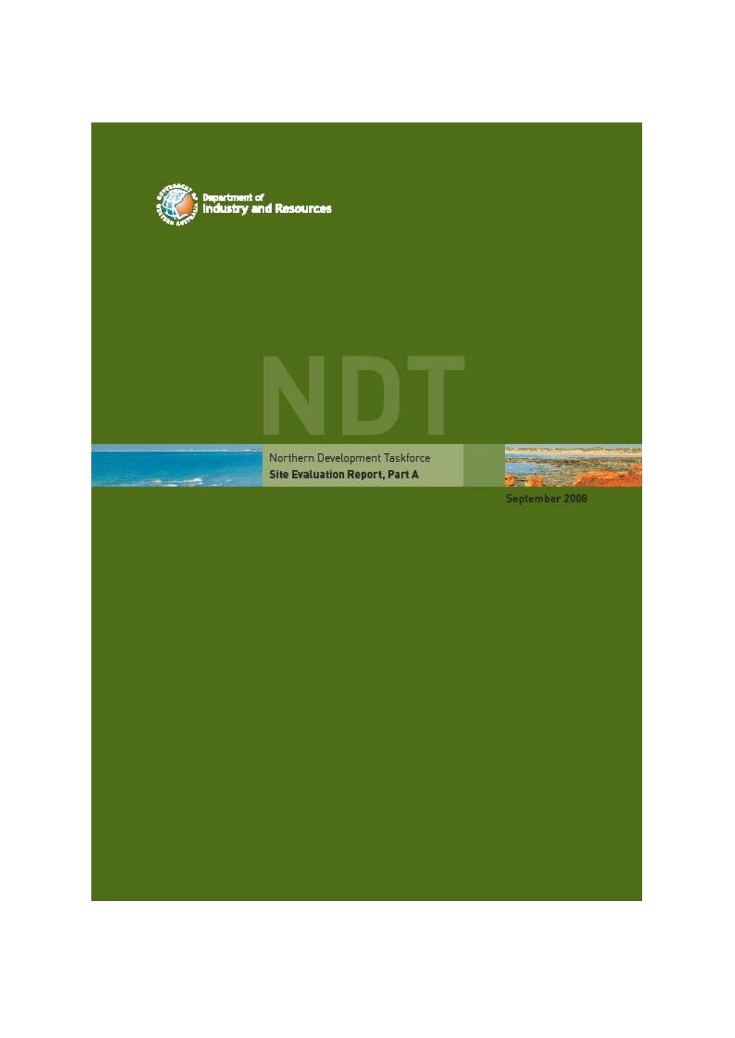Department of
Industry and Resources

# NDT

Northern Development Taskforce

**Site Evaluation Report, Part A**

September 2008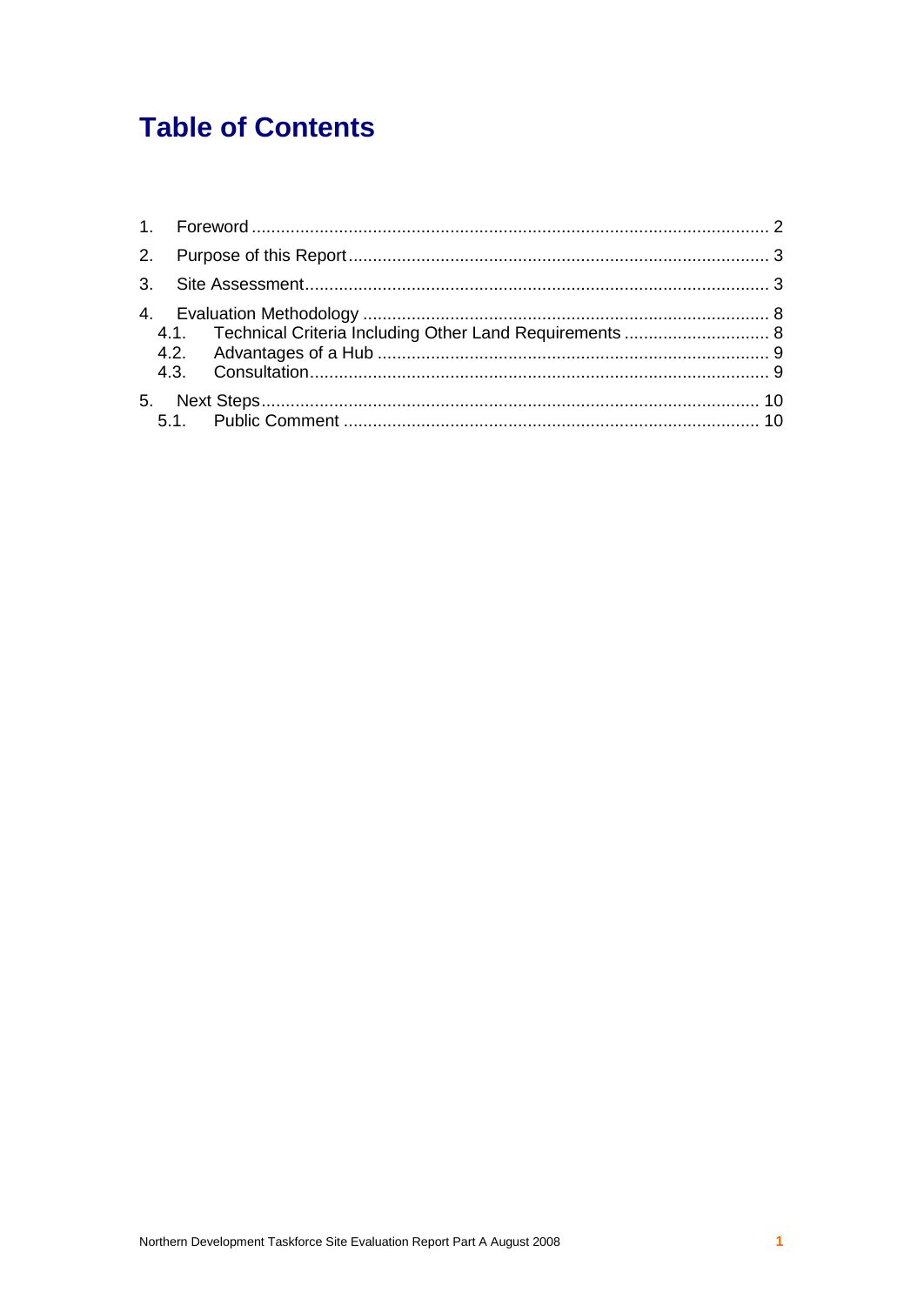# Table of Contents

1. Foreword ........................................................................................................ 2
2. Purpose of this Report ...................................................................................... 3
3. Site Assessment ................................................................................................ 3
4. Evaluation Methodology .................................................................................... 8
   - 4.1. Technical Criteria Including Other Land Requirements ............................ 8
   - 4.2. Advantages of a Hub ................................................................................ 9
   - 4.3. Consultation .............................................................................................. 9
5. Next Steps ........................................................................................................ 10
   - 5.1. Public Comment ...................................................................................... 10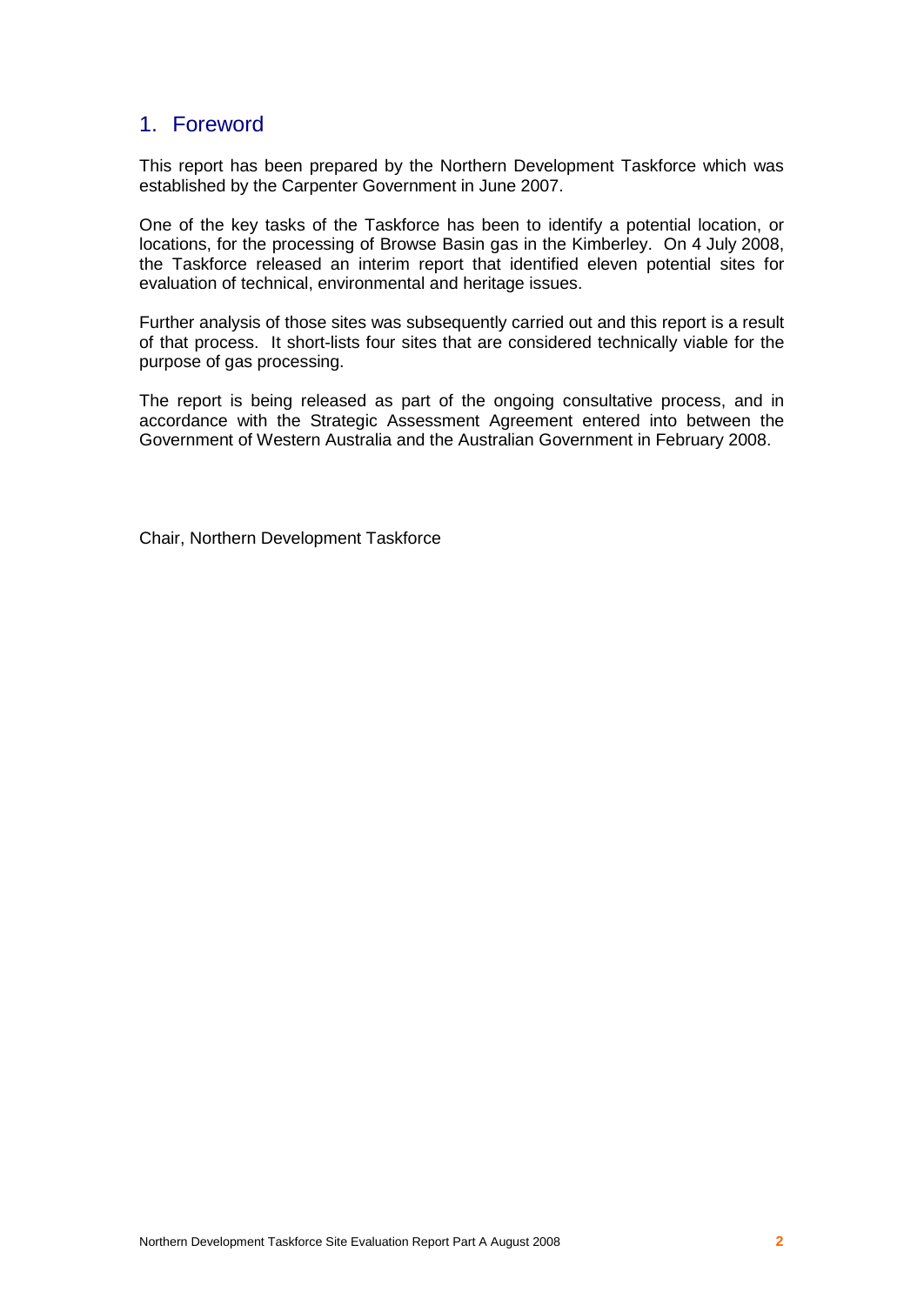## 1. Foreword

This report has been prepared by the Northern Development Taskforce which was established by the Carpenter Government in June 2007.

One of the key tasks of the Taskforce has been to identify a potential location, or locations, for the processing of Browse Basin gas in the Kimberley. On 4 July 2008, the Taskforce released an interim report that identified eleven potential sites for evaluation of technical, environmental and heritage issues.

Further analysis of those sites was subsequently carried out and this report is a result of that process. It short-lists four sites that are considered technically viable for the purpose of gas processing.

The report is being released as part of the ongoing consultative process, and in accordance with the Strategic Assessment Agreement entered into between the Government of Western Australia and the Australian Government in February 2008.

Chair, Northern Development Taskforce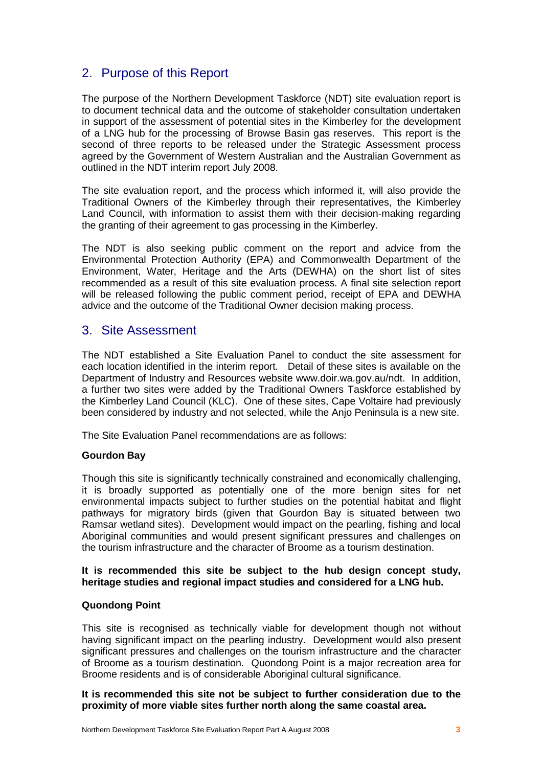## 2. Purpose of this Report

The purpose of the Northern Development Taskforce (NDT) site evaluation report is to document technical data and the outcome of stakeholder consultation undertaken in support of the assessment of potential sites in the Kimberley for the development of a LNG hub for the processing of Browse Basin gas reserves. This report is the second of three reports to be released under the Strategic Assessment process agreed by the Government of Western Australian and the Australian Government as outlined in the NDT interim report July 2008.

The site evaluation report, and the process which informed it, will also provide the Traditional Owners of the Kimberley through their representatives, the Kimberley Land Council, with information to assist them with their decision-making regarding the granting of their agreement to gas processing in the Kimberley.

The NDT is also seeking public comment on the report and advice from the Environmental Protection Authority (EPA) and Commonwealth Department of the Environment, Water, Heritage and the Arts (DEWHA) on the short list of sites recommended as a result of this site evaluation process. A final site selection report will be released following the public comment period, receipt of EPA and DEWHA advice and the outcome of the Traditional Owner decision making process.

## 3. Site Assessment

The NDT established a Site Evaluation Panel to conduct the site assessment for each location identified in the interim report. Detail of these sites is available on the Department of Industry and Resources website www.doir.wa.gov.au/ndt. In addition, a further two sites were added by the Traditional Owners Taskforce established by the Kimberley Land Council (KLC). One of these sites, Cape Voltaire had previously been considered by industry and not selected, while the Anjo Peninsula is a new site.

The Site Evaluation Panel recommendations are as follows:

**Gourdon Bay**

Though this site is significantly technically constrained and economically challenging, it is broadly supported as potentially one of the more benign sites for net environmental impacts subject to further studies on the potential habitat and flight pathways for migratory birds (given that Gourdon Bay is situated between two Ramsar wetland sites). Development would impact on the pearling, fishing and local Aboriginal communities and would present significant pressures and challenges on the tourism infrastructure and the character of Broome as a tourism destination.

**It is recommended this site be subject to the hub design concept study, heritage studies and regional impact studies and considered for a LNG hub.**

**Quondong Point**

This site is recognised as technically viable for development though not without having significant impact on the pearling industry. Development would also present significant pressures and challenges on the tourism infrastructure and the character of Broome as a tourism destination. Quondong Point is a major recreation area for Broome residents and is of considerable Aboriginal cultural significance.

**It is recommended this site not be subject to further consideration due to the proximity of more viable sites further north along the same coastal area.**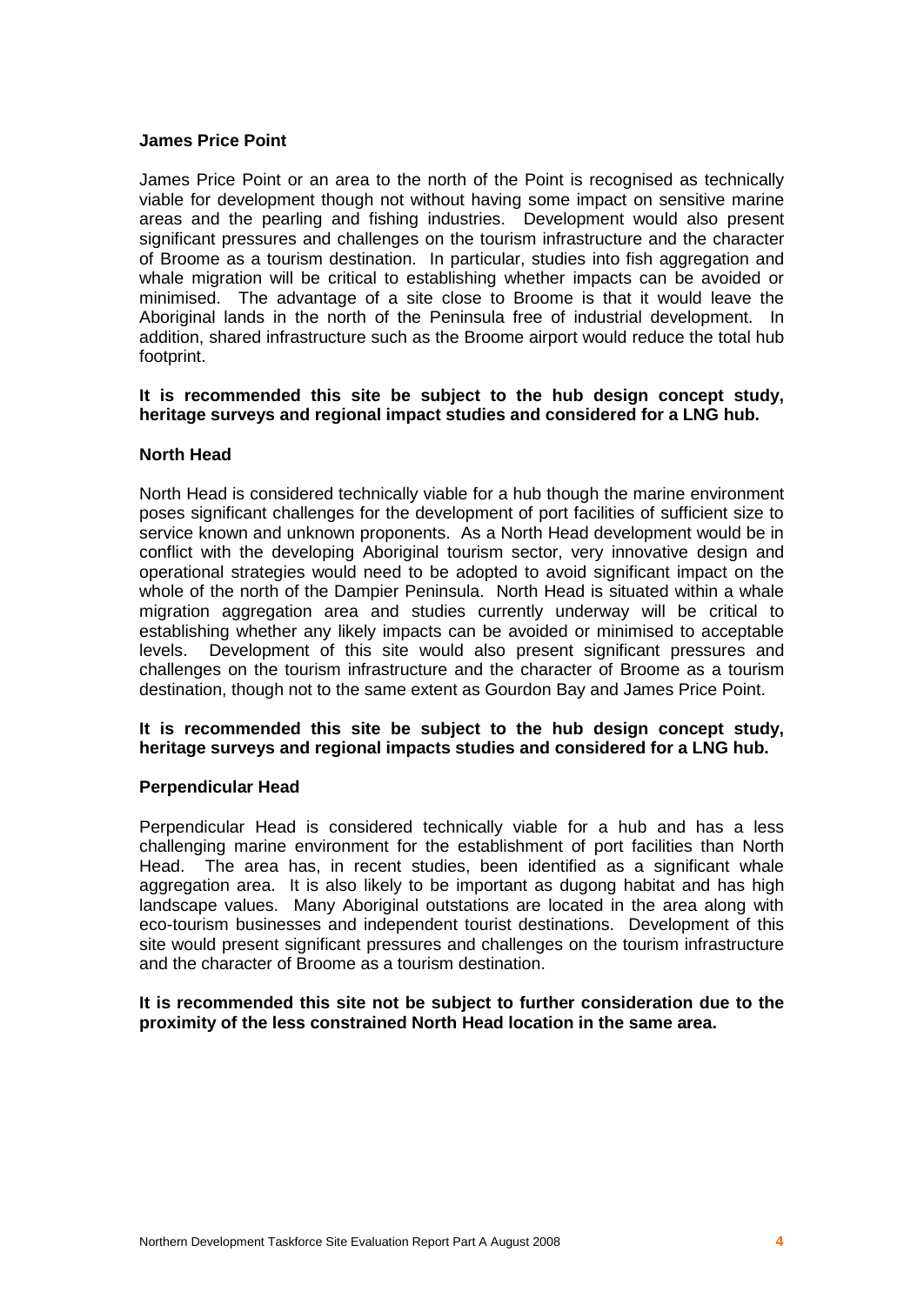### James Price Point

James Price Point or an area to the north of the Point is recognised as technically viable for development though not without having some impact on sensitive marine areas and the pearling and fishing industries. Development would also present significant pressures and challenges on the tourism infrastructure and the character of Broome as a tourism destination. In particular, studies into fish aggregation and whale migration will be critical to establishing whether impacts can be avoided or minimised. The advantage of a site close to Broome is that it would leave the Aboriginal lands in the north of the Peninsula free of industrial development. In addition, shared infrastructure such as the Broome airport would reduce the total hub footprint.

**It is recommended this site be subject to the hub design concept study, heritage surveys and regional impact studies and considered for a LNG hub.**

### North Head

North Head is considered technically viable for a hub though the marine environment poses significant challenges for the development of port facilities of sufficient size to service known and unknown proponents. As a North Head development would be in conflict with the developing Aboriginal tourism sector, very innovative design and operational strategies would need to be adopted to avoid significant impact on the whole of the north of the Dampier Peninsula. North Head is situated within a whale migration aggregation area and studies currently underway will be critical to establishing whether any likely impacts can be avoided or minimised to acceptable levels. Development of this site would also present significant pressures and challenges on the tourism infrastructure and the character of Broome as a tourism destination, though not to the same extent as Gourdon Bay and James Price Point.

**It is recommended this site be subject to the hub design concept study, heritage surveys and regional impacts studies and considered for a LNG hub.**

### Perpendicular Head

Perpendicular Head is considered technically viable for a hub and has a less challenging marine environment for the establishment of port facilities than North Head. The area has, in recent studies, been identified as a significant whale aggregation area. It is also likely to be important as dugong habitat and has high landscape values. Many Aboriginal outstations are located in the area along with eco-tourism businesses and independent tourist destinations. Development of this site would present significant pressures and challenges on the tourism infrastructure and the character of Broome as a tourism destination.

**It is recommended this site not be subject to further consideration due to the proximity of the less constrained North Head location in the same area.**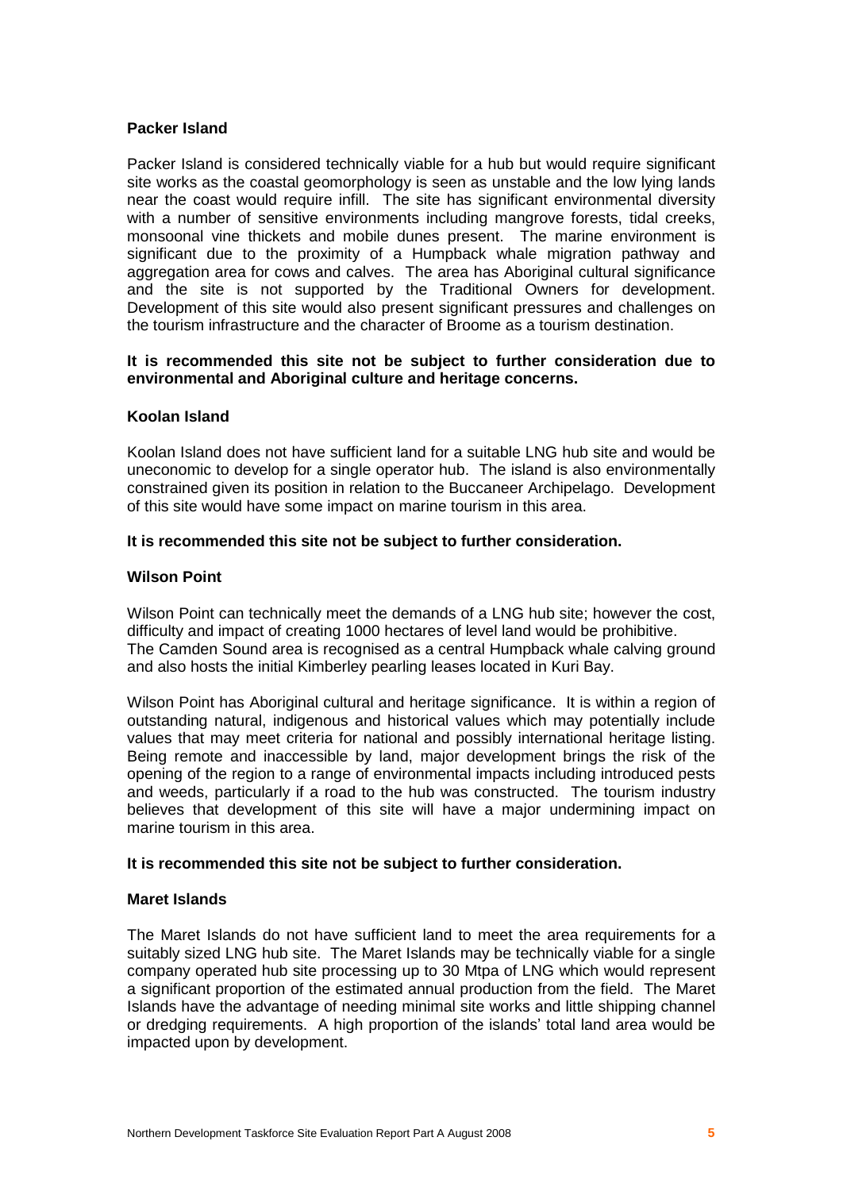### Packer Island

Packer Island is considered technically viable for a hub but would require significant site works as the coastal geomorphology is seen as unstable and the low lying lands near the coast would require infill. The site has significant environmental diversity with a number of sensitive environments including mangrove forests, tidal creeks, monsoonal vine thickets and mobile dunes present. The marine environment is significant due to the proximity of a Humpback whale migration pathway and aggregation area for cows and calves. The area has Aboriginal cultural significance and the site is not supported by the Traditional Owners for development. Development of this site would also present significant pressures and challenges on the tourism infrastructure and the character of Broome as a tourism destination.

**It is recommended this site not be subject to further consideration due to environmental and Aboriginal culture and heritage concerns.**

### Koolan Island

Koolan Island does not have sufficient land for a suitable LNG hub site and would be uneconomic to develop for a single operator hub. The island is also environmentally constrained given its position in relation to the Buccaneer Archipelago. Development of this site would have some impact on marine tourism in this area.

**It is recommended this site not be subject to further consideration.**

### Wilson Point

Wilson Point can technically meet the demands of a LNG hub site; however the cost, difficulty and impact of creating 1000 hectares of level land would be prohibitive. The Camden Sound area is recognised as a central Humpback whale calving ground and also hosts the initial Kimberley pearling leases located in Kuri Bay.

Wilson Point has Aboriginal cultural and heritage significance. It is within a region of outstanding natural, indigenous and historical values which may potentially include values that may meet criteria for national and possibly international heritage listing. Being remote and inaccessible by land, major development brings the risk of the opening of the region to a range of environmental impacts including introduced pests and weeds, particularly if a road to the hub was constructed. The tourism industry believes that development of this site will have a major undermining impact on marine tourism in this area.

**It is recommended this site not be subject to further consideration.**

### Maret Islands

The Maret Islands do not have sufficient land to meet the area requirements for a suitably sized LNG hub site. The Maret Islands may be technically viable for a single company operated hub site processing up to 30 Mtpa of LNG which would represent a significant proportion of the estimated annual production from the field. The Maret Islands have the advantage of needing minimal site works and little shipping channel or dredging requirements. A high proportion of the islands' total land area would be impacted upon by development.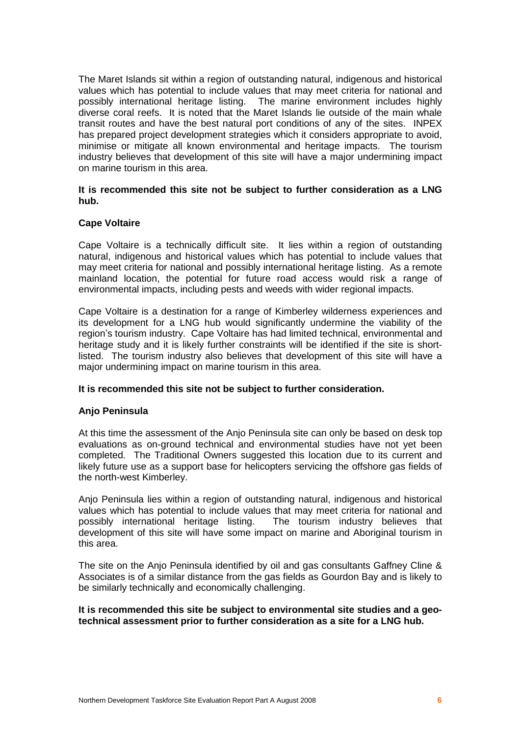The Maret Islands sit within a region of outstanding natural, indigenous and historical values which has potential to include values that may meet criteria for national and possibly international heritage listing. The marine environment includes highly diverse coral reefs. It is noted that the Maret Islands lie outside of the main whale transit routes and have the best natural port conditions of any of the sites. INPEX has prepared project development strategies which it considers appropriate to avoid, minimise or mitigate all known environmental and heritage impacts. The tourism industry believes that development of this site will have a major undermining impact on marine tourism in this area.

**It is recommended this site not be subject to further consideration as a LNG hub.**

**Cape Voltaire**

Cape Voltaire is a technically difficult site. It lies within a region of outstanding natural, indigenous and historical values which has potential to include values that may meet criteria for national and possibly international heritage listing. As a remote mainland location, the potential for future road access would risk a range of environmental impacts, including pests and weeds with wider regional impacts.

Cape Voltaire is a destination for a range of Kimberley wilderness experiences and its development for a LNG hub would significantly undermine the viability of the region's tourism industry. Cape Voltaire has had limited technical, environmental and heritage study and it is likely further constraints will be identified if the site is short-listed. The tourism industry also believes that development of this site will have a major undermining impact on marine tourism in this area.

**It is recommended this site not be subject to further consideration.**

**Anjo Peninsula**

At this time the assessment of the Anjo Peninsula site can only be based on desk top evaluations as on-ground technical and environmental studies have not yet been completed. The Traditional Owners suggested this location due to its current and likely future use as a support base for helicopters servicing the offshore gas fields of the north-west Kimberley.

Anjo Peninsula lies within a region of outstanding natural, indigenous and historical values which has potential to include values that may meet criteria for national and possibly international heritage listing. The tourism industry believes that development of this site will have some impact on marine and Aboriginal tourism in this area.

The site on the Anjo Peninsula identified by oil and gas consultants Gaffney Cline & Associates is of a similar distance from the gas fields as Gourdon Bay and is likely to be similarly technically and economically challenging.

**It is recommended this site be subject to environmental site studies and a geo-technical assessment prior to further consideration as a site for a LNG hub.**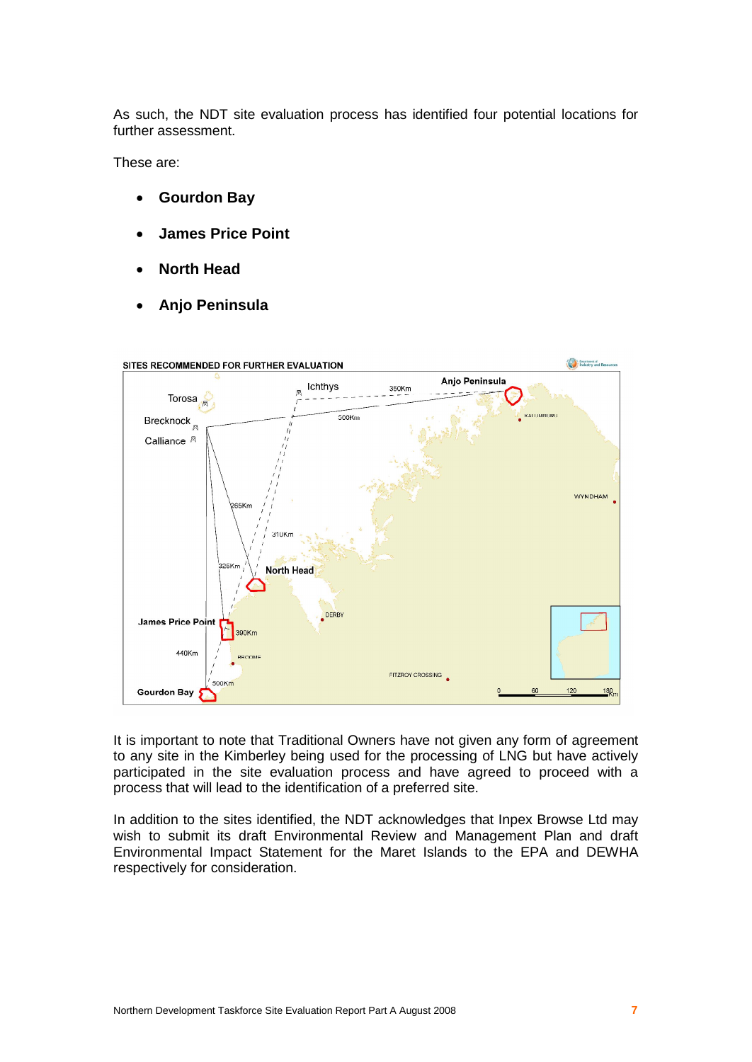As such, the NDT site evaluation process has identified four potential locations for further assessment.

These are:

- **Gourdon Bay**
- **James Price Point**
- **North Head**
- **Anjo Peninsula**

SITES RECOMMENDED FOR FURTHER EVALUATION

It is important to note that Traditional Owners have not given any form of agreement to any site in the Kimberley being used for the processing of LNG but have actively participated in the site evaluation process and have agreed to proceed with a process that will lead to the identification of a preferred site.

In addition to the sites identified, the NDT acknowledges that Inpex Browse Ltd may wish to submit its draft Environmental Review and Management Plan and draft Environmental Impact Statement for the Maret Islands to the EPA and DEWHA respectively for consideration.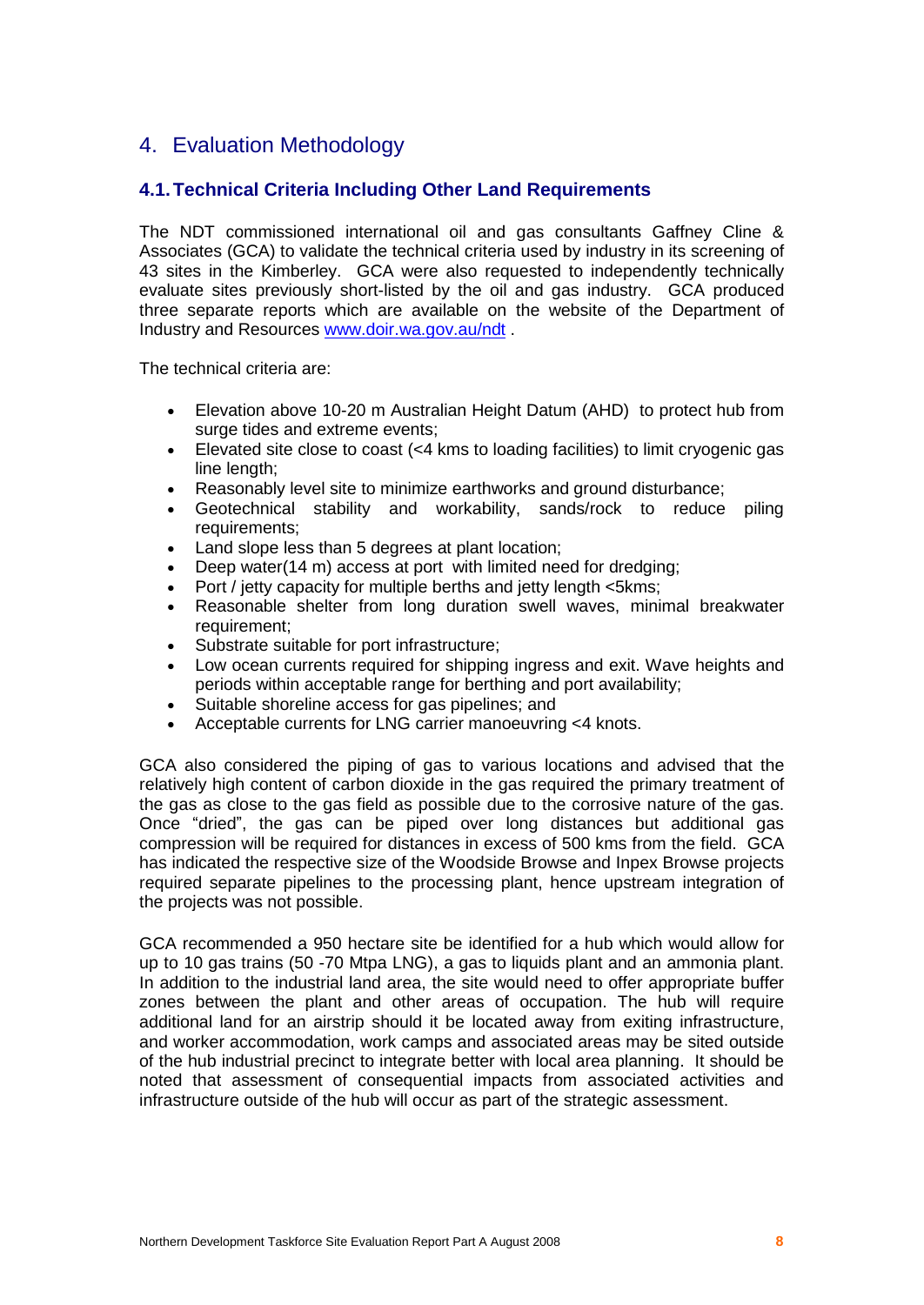# 4. Evaluation Methodology

## 4.1. Technical Criteria Including Other Land Requirements

The NDT commissioned international oil and gas consultants Gaffney Cline & Associates (GCA) to validate the technical criteria used by industry in its screening of 43 sites in the Kimberley. GCA were also requested to independently technically evaluate sites previously short-listed by the oil and gas industry. GCA produced three separate reports which are available on the website of the Department of Industry and Resources [www.doir.wa.gov.au/ndt](www.doir.wa.gov.au/ndt) .

The technical criteria are:

- Elevation above 10-20 m Australian Height Datum (AHD) to protect hub from surge tides and extreme events;
- Elevated site close to coast (<4 kms to loading facilities) to limit cryogenic gas line length;
- Reasonably level site to minimize earthworks and ground disturbance;
- Geotechnical stability and workability, sands/rock to reduce piling requirements;
- Land slope less than 5 degrees at plant location;
- Deep water(14 m) access at port with limited need for dredging;
- Port / jetty capacity for multiple berths and jetty length <5kms;
- Reasonable shelter from long duration swell waves, minimal breakwater requirement;
- Substrate suitable for port infrastructure;
- Low ocean currents required for shipping ingress and exit. Wave heights and periods within acceptable range for berthing and port availability;
- Suitable shoreline access for gas pipelines; and
- Acceptable currents for LNG carrier manoeuvring <4 knots.

GCA also considered the piping of gas to various locations and advised that the relatively high content of carbon dioxide in the gas required the primary treatment of the gas as close to the gas field as possible due to the corrosive nature of the gas. Once "dried", the gas can be piped over long distances but additional gas compression will be required for distances in excess of 500 kms from the field. GCA has indicated the respective size of the Woodside Browse and Inpex Browse projects required separate pipelines to the processing plant, hence upstream integration of the projects was not possible.

GCA recommended a 950 hectare site be identified for a hub which would allow for up to 10 gas trains (50 -70 Mtpa LNG), a gas to liquids plant and an ammonia plant. In addition to the industrial land area, the site would need to offer appropriate buffer zones between the plant and other areas of occupation. The hub will require additional land for an airstrip should it be located away from exiting infrastructure, and worker accommodation, work camps and associated areas may be sited outside of the hub industrial precinct to integrate better with local area planning. It should be noted that assessment of consequential impacts from associated activities and infrastructure outside of the hub will occur as part of the strategic assessment.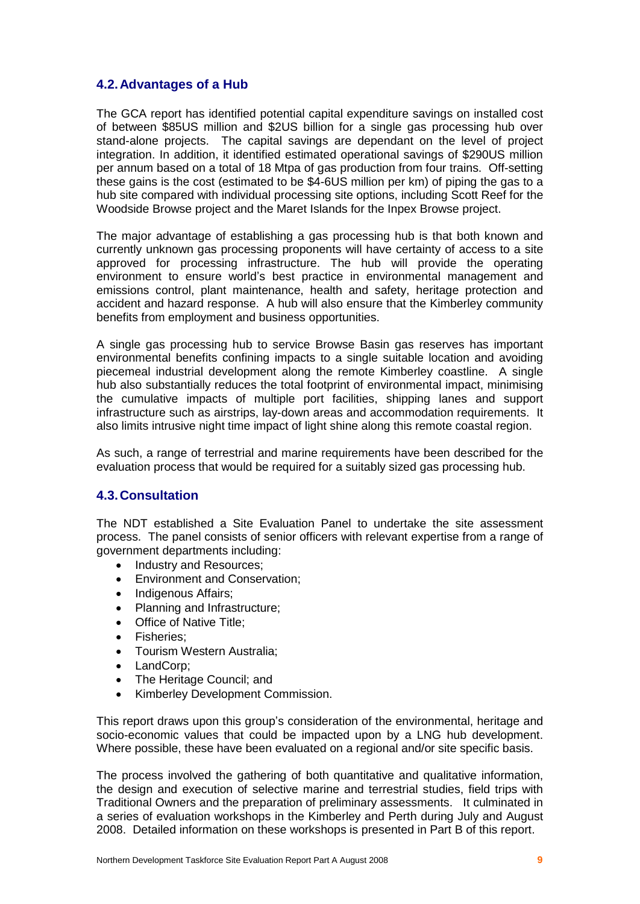## 4.2. Advantages of a Hub

The GCA report has identified potential capital expenditure savings on installed cost of between $85US million and $2US billion for a single gas processing hub over stand-alone projects. The capital savings are dependant on the level of project integration. In addition, it identified estimated operational savings of $290US million per annum based on a total of 18 Mtpa of gas production from four trains. Off-setting these gains is the cost (estimated to be $4-6US million per km) of piping the gas to a hub site compared with individual processing site options, including Scott Reef for the Woodside Browse project and the Maret Islands for the Inpex Browse project.

The major advantage of establishing a gas processing hub is that both known and currently unknown gas processing proponents will have certainty of access to a site approved for processing infrastructure. The hub will provide the operating environment to ensure world's best practice in environmental management and emissions control, plant maintenance, health and safety, heritage protection and accident and hazard response. A hub will also ensure that the Kimberley community benefits from employment and business opportunities.

A single gas processing hub to service Browse Basin gas reserves has important environmental benefits confining impacts to a single suitable location and avoiding piecemeal industrial development along the remote Kimberley coastline. A single hub also substantially reduces the total footprint of environmental impact, minimising the cumulative impacts of multiple port facilities, shipping lanes and support infrastructure such as airstrips, lay-down areas and accommodation requirements. It also limits intrusive night time impact of light shine along this remote coastal region.

As such, a range of terrestrial and marine requirements have been described for the evaluation process that would be required for a suitably sized gas processing hub.

## 4.3. Consultation

The NDT established a Site Evaluation Panel to undertake the site assessment process. The panel consists of senior officers with relevant expertise from a range of government departments including:

- Industry and Resources;
- Environment and Conservation;
- Indigenous Affairs;
- Planning and Infrastructure;
- Office of Native Title;
- Fisheries;
- Tourism Western Australia;
- LandCorp;
- The Heritage Council; and
- Kimberley Development Commission.

This report draws upon this group's consideration of the environmental, heritage and socio-economic values that could be impacted upon by a LNG hub development. Where possible, these have been evaluated on a regional and/or site specific basis.

The process involved the gathering of both quantitative and qualitative information, the design and execution of selective marine and terrestrial studies, field trips with Traditional Owners and the preparation of preliminary assessments. It culminated in a series of evaluation workshops in the Kimberley and Perth during July and August 2008. Detailed information on these workshops is presented in Part B of this report.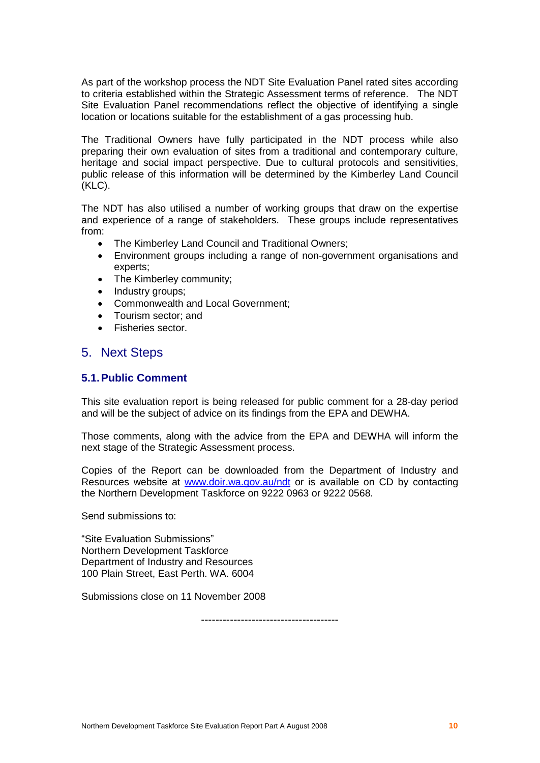As part of the workshop process the NDT Site Evaluation Panel rated sites according to criteria established within the Strategic Assessment terms of reference. The NDT Site Evaluation Panel recommendations reflect the objective of identifying a single location or locations suitable for the establishment of a gas processing hub.

The Traditional Owners have fully participated in the NDT process while also preparing their own evaluation of sites from a traditional and contemporary culture, heritage and social impact perspective. Due to cultural protocols and sensitivities, public release of this information will be determined by the Kimberley Land Council (KLC).

The NDT has also utilised a number of working groups that draw on the expertise and experience of a range of stakeholders. These groups include representatives from:

- The Kimberley Land Council and Traditional Owners;
- Environment groups including a range of non-government organisations and experts;
- The Kimberley community;
- Industry groups;
- Commonwealth and Local Government;
- Tourism sector; and
- Fisheries sector.

## 5. Next Steps

### 5.1. Public Comment

This site evaluation report is being released for public comment for a 28-day period and will be the subject of advice on its findings from the EPA and DEWHA.

Those comments, along with the advice from the EPA and DEWHA will inform the next stage of the Strategic Assessment process.

Copies of the Report can be downloaded from the Department of Industry and Resources website at [www.doir.wa.gov.au/ndt](http://www.doir.wa.gov.au/ndt) or is available on CD by contacting the Northern Development Taskforce on 9222 0963 or 9222 0568.

Send submissions to:

"Site Evaluation Submissions"
Northern Development Taskforce
Department of Industry and Resources
100 Plain Street, East Perth. WA. 6004

Submissions close on 11 November 2008

--------------------------------------